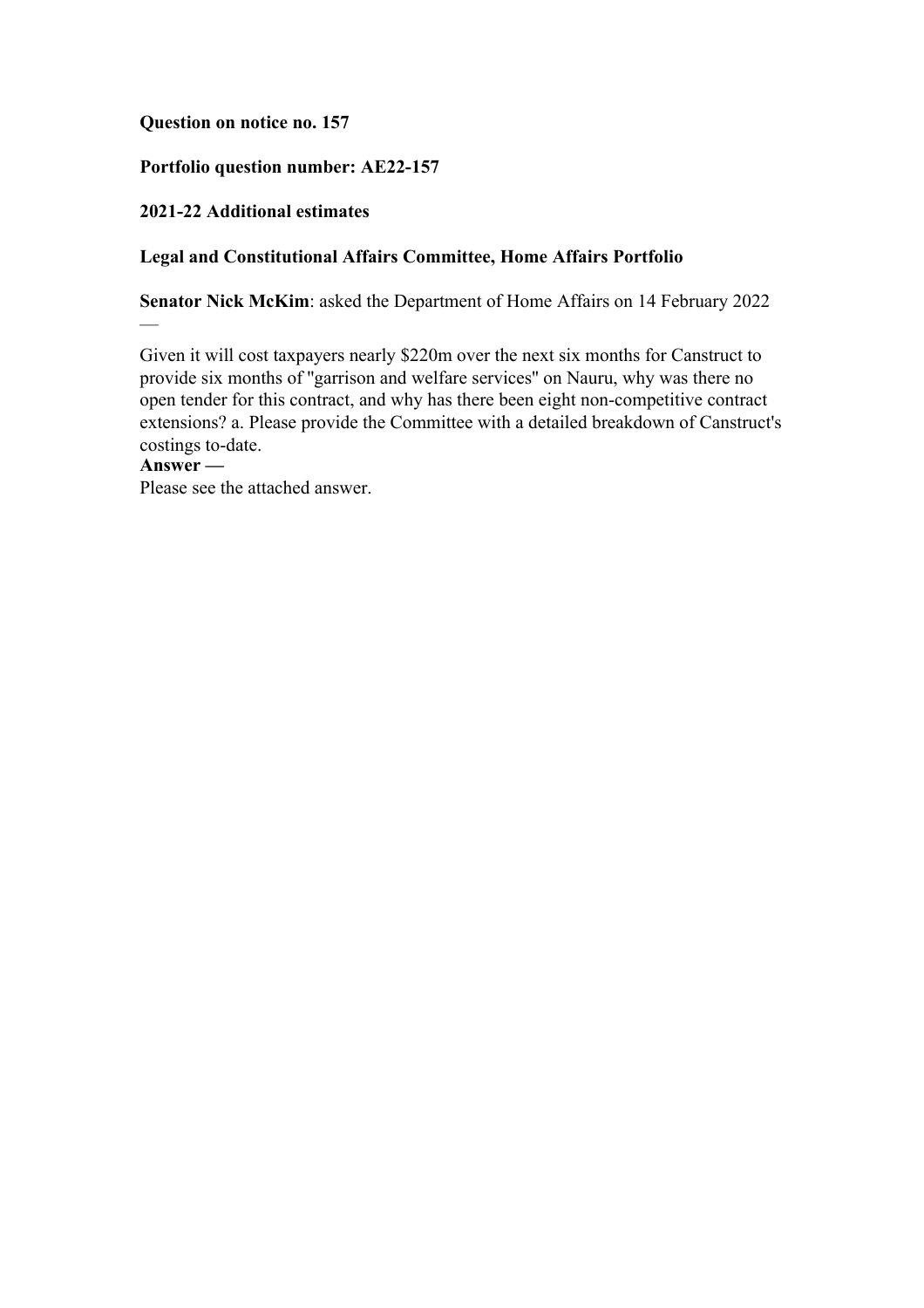**Question on notice no. 157**

**Portfolio question number: AE22-157**

**2021-22 Additional estimates**

**Legal and Constitutional Affairs Committee, Home Affairs Portfolio**

**Senator Nick McKim**: asked the Department of Home Affairs on 14 February 2022 —

Given it will cost taxpayers nearly $220m over the next six months for Canstruct to provide six months of "garrison and welfare services" on Nauru, why was there no open tender for this contract, and why has there been eight non-competitive contract extensions? a. Please provide the Committee with a detailed breakdown of Canstruct's costings to-date.

**Answer —**

Please see the attached answer.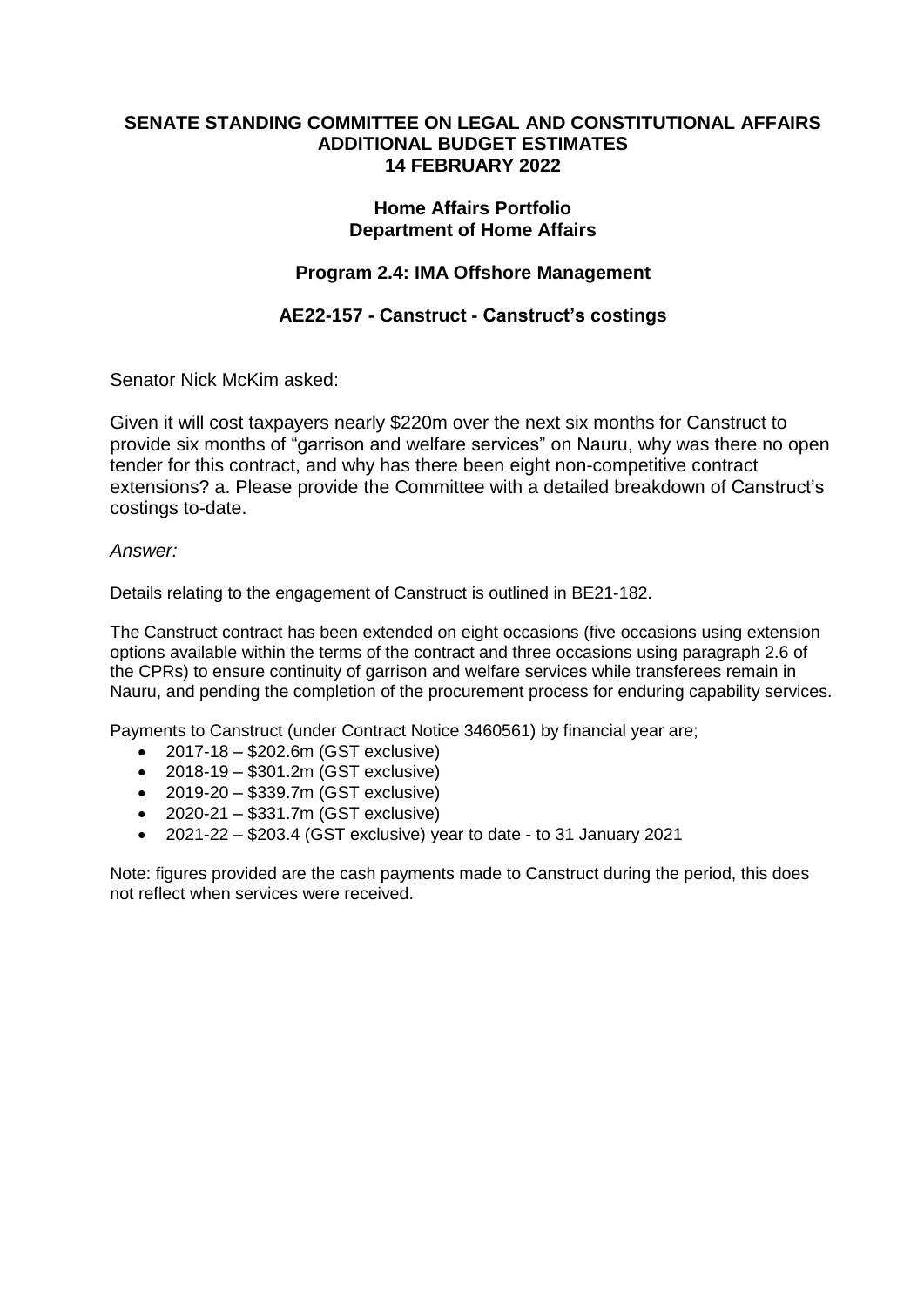**SENATE STANDING COMMITTEE ON LEGAL AND CONSTITUTIONAL AFFAIRS**
**ADDITIONAL BUDGET ESTIMATES**
**14 FEBRUARY 2022**

**Home Affairs Portfolio**
**Department of Home Affairs**

**Program 2.4: IMA Offshore Management**

**AE22-157 - Canstruct - Canstruct's costings**

Senator Nick McKim asked:

Given it will cost taxpayers nearly $220m over the next six months for Canstruct to provide six months of "garrison and welfare services" on Nauru, why was there no open tender for this contract, and why has there been eight non-competitive contract extensions? a. Please provide the Committee with a detailed breakdown of Canstruct's costings to-date.

*Answer:*

Details relating to the engagement of Canstruct is outlined in BE21-182.

The Canstruct contract has been extended on eight occasions (five occasions using extension options available within the terms of the contract and three occasions using paragraph 2.6 of the CPRs) to ensure continuity of garrison and welfare services while transferees remain in Nauru, and pending the completion of the procurement process for enduring capability services.

Payments to Canstruct (under Contract Notice 3460561) by financial year are;

- 2017-18 – $202.6m (GST exclusive)
- 2018-19 – $301.2m (GST exclusive)
- 2019-20 – $339.7m (GST exclusive)
- 2020-21 – $331.7m (GST exclusive)
- 2021-22 – $203.4 (GST exclusive) year to date - to 31 January 2021

Note: figures provided are the cash payments made to Canstruct during the period, this does not reflect when services were received.